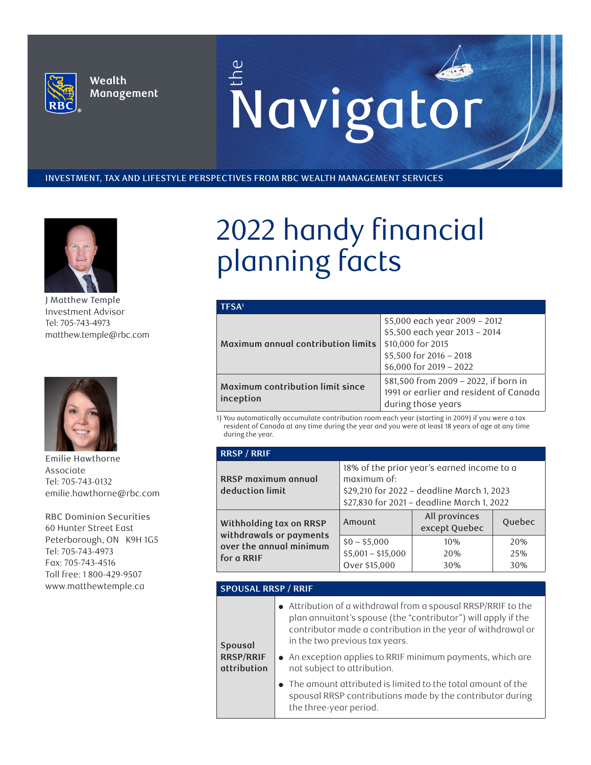Wealth Management

# the Navigator

INVESTMENT, TAX AND LIFESTYLE PERSPECTIVES FROM RBC WEALTH MANAGEMENT SERVICES

J Matthew Temple
Investment Advisor
Tel: 705-743-4973
matthew.temple@rbc.com

Emilie Hawthorne
Associate
Tel: 705-743-0132
emilie.hawthorne@rbc.com

RBC Dominion Securities
60 Hunter Street East
Peterborough, ON K9H 1G5
Tel: 705-743-4973
Fax: 705-743-4516
Toll free: 1 800-429-9507
www.matthewtemple.ca

# 2022 handy financial planning facts

| TFSA[1] | |
|---|---|
| **Maximum annual contribution limits** | $5,000 each year 2009 – 2012<br>$5,500 each year 2013 – 2014<br>$10,000 for 2015<br>$5,500 for 2016 – 2018<br>$6,000 for 2019 – 2022 |
| **Maximum contribution limit since inception** | $81,500 from 2009 – 2022, if born in 1991 or earlier and resident of Canada during those years |

1) You automatically accumulate contribution room each year (starting in 2009) if you were a tax resident of Canada at any time during the year and you were at least 18 years of age at any time during the year.

| RRSP / RRIF | | | |
|---|---|---|---|
| **RRSP maximum annual deduction limit** | 18% of the prior year's earned income to a maximum of:<br>$29,210 for 2022 – deadline March 1, 2023<br>$27,830 for 2021 – deadline March 1, 2022 | | |
| **Withholding tax on RRSP withdrawals or payments over the annual minimum for a RRIF** | Amount | All provinces except Quebec | Quebec |
| | $0 – $5,000 | 10% | 20% |
| | $5,001 – $15,000 | 20% | 25% |
| | Over $15,000 | 30% | 30% |

| SPOUSAL RRSP / RRIF | |
|---|---|
| **Spousal RRSP/RRIF attribution** | • Attribution of a withdrawal from a spousal RRSP/RRIF to the plan annuitant's spouse (the "contributor") will apply if the contributor made a contribution in the year of withdrawal or in the two previous tax years.<br>• An exception applies to RRIF minimum payments, which are not subject to attribution.<br>• The amount attributed is limited to the total amount of the spousal RRSP contributions made by the contributor during the three-year period. |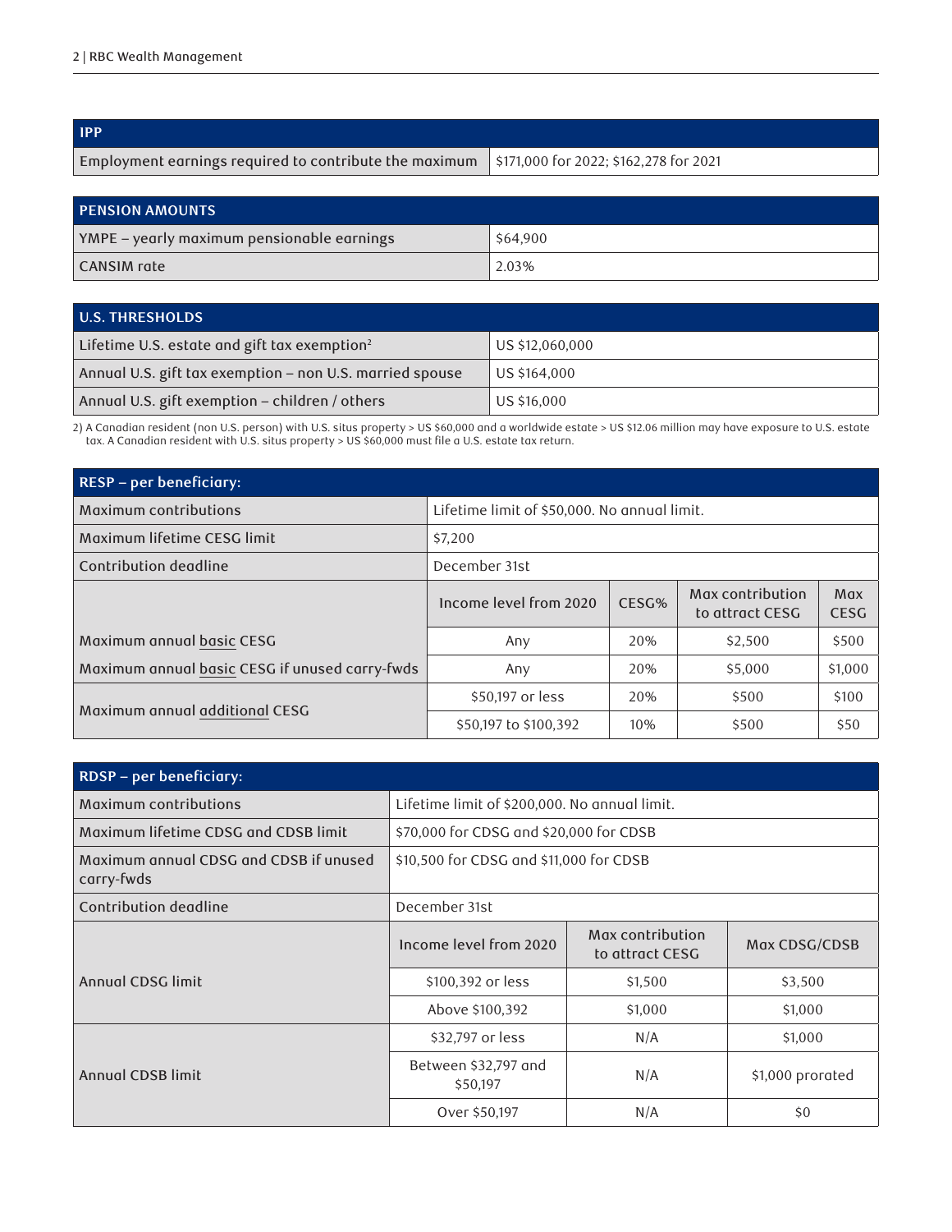| IPP | |
|---|---|
| Employment earnings required to contribute the maximum | $171,000 for 2022; $162,278 for 2021 |

| PENSION AMOUNTS | |
|---|---|
| YMPE – yearly maximum pensionable earnings | $64,900 |
| CANSIM rate | 2.03% |

| U.S. THRESHOLDS | |
|---|---|
| Lifetime U.S. estate and gift tax exemption[2] | US $12,060,000 |
| Annual U.S. gift tax exemption – non U.S. married spouse | US $164,000 |
| Annual U.S. gift exemption – children / others | US $16,000 |

2) A Canadian resident (non U.S. person) with U.S. situs property > US $60,000 and a worldwide estate > US $12.06 million may have exposure to U.S. estate tax. A Canadian resident with U.S. situs property > US $60,000 must file a U.S. estate tax return.

| RESP – per beneficiary: | | | | |
|---|---|---|---|---|
| Maximum contributions | Lifetime limit of $50,000. No annual limit. | | | |
| Maximum lifetime CESG limit | $7,200 | | | |
| Contribution deadline | December 31st | | | |
| | Income level from 2020 | CESG% | Max contribution to attract CESG | Max CESG |
| Maximum annual basic CESG | Any | 20% | $2,500 | $500 |
| Maximum annual basic CESG if unused carry-fwds | Any | 20% | $5,000 | $1,000 |
| Maximum annual additional CESG | $50,197 or less | 20% | $500 | $100 |
| | $50,197 to $100,392 | 10% | $500 | $50 |

| RDSP – per beneficiary: | | | |
|---|---|---|---|
| Maximum contributions | Lifetime limit of $200,000. No annual limit. | | |
| Maximum lifetime CDSG and CDSB limit | $70,000 for CDSG and $20,000 for CDSB | | |
| Maximum annual CDSG and CDSB if unused carry-fwds | $10,500 for CDSG and $11,000 for CDSB | | |
| Contribution deadline | December 31st | | |
| | Income level from 2020 | Max contribution to attract CESG | Max CDSG/CDSB |
| Annual CDSG limit | $100,392 or less | $1,500 | $3,500 |
| | Above $100,392 | $1,000 | $1,000 |
| Annual CDSB limit | $32,797 or less | N/A | $1,000 |
| | Between $32,797 and $50,197 | N/A | $1,000 prorated |
| | Over $50,197 | N/A | $0 |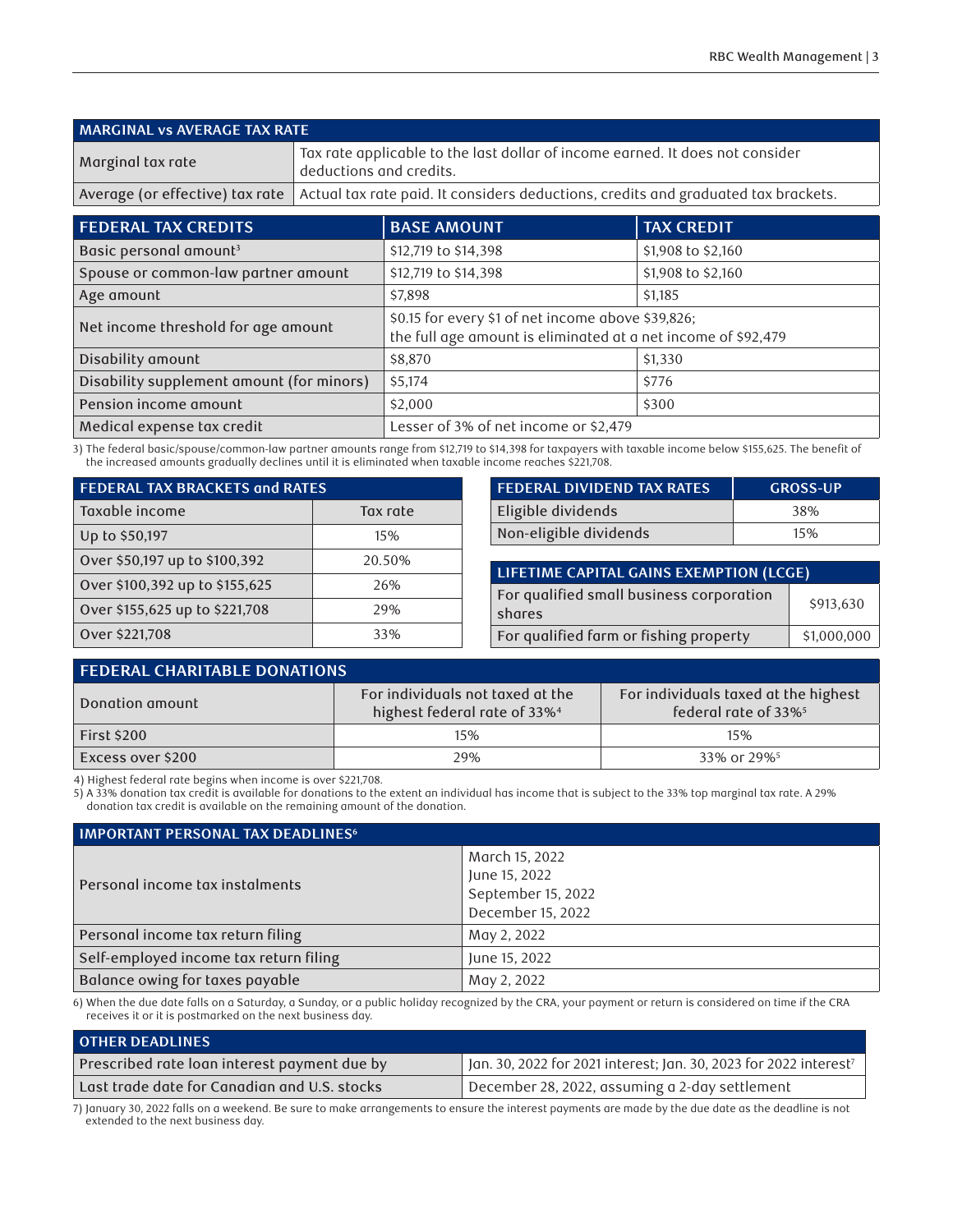| MARGINAL vs AVERAGE TAX RATE | |
|---|---|
| Marginal tax rate | Tax rate applicable to the last dollar of income earned. It does not consider deductions and credits. |
| Average (or effective) tax rate | Actual tax rate paid. It considers deductions, credits and graduated tax brackets. |

| FEDERAL TAX CREDITS | BASE AMOUNT | TAX CREDIT |
|---|---|---|
| Basic personal amount[3] | $12,719 to $14,398 | $1,908 to $2,160 |
| Spouse or common-law partner amount | $12,719 to $14,398 | $1,908 to $2,160 |
| Age amount | $7,898 | $1,185 |
| Net income threshold for age amount | $0.15 for every $1 of net income above $39,826; the full age amount is eliminated at a net income of $92,479 | |
| Disability amount | $8,870 | $1,330 |
| Disability supplement amount (for minors) | $5,174 | $776 |
| Pension income amount | $2,000 | $300 |
| Medical expense tax credit | Lesser of 3% of net income or $2,479 | |

3) The federal basic/spouse/common-law partner amounts range from $12,719 to $14,398 for taxpayers with taxable income below $155,625. The benefit of the increased amounts gradually declines until it is eliminated when taxable income reaches $221,708.

| FEDERAL TAX BRACKETS and RATES | |
|---|---|
| Taxable income | Tax rate |
| Up to $50,197 | 15% |
| Over $50,197 up to $100,392 | 20.50% |
| Over $100,392 up to $155,625 | 26% |
| Over $155,625 up to $221,708 | 29% |
| Over $221,708 | 33% |

| FEDERAL DIVIDEND TAX RATES | GROSS-UP |
|---|---|
| Eligible dividends | 38% |
| Non-eligible dividends | 15% |

| LIFETIME CAPITAL GAINS EXEMPTION (LCGE) | |
|---|---|
| For qualified small business corporation shares | $913,630 |
| For qualified farm or fishing property | $1,000,000 |

| FEDERAL CHARITABLE DONATIONS | | |
|---|---|---|
| Donation amount | For individuals not taxed at the highest federal rate of 33%[4] | For individuals taxed at the highest federal rate of 33%[5] |
| First $200 | 15% | 15% |
| Excess over $200 | 29% | 33% or 29%[5] |

4) Highest federal rate begins when income is over $221,708.
5) A 33% donation tax credit is available for donations to the extent an individual has income that is subject to the 33% top marginal tax rate. A 29% donation tax credit is available on the remaining amount of the donation.

| IMPORTANT PERSONAL TAX DEADLINES[6] | |
|---|---|
| Personal income tax instalments | March 15, 2022<br>June 15, 2022<br>September 15, 2022<br>December 15, 2022 |
| Personal income tax return filing | May 2, 2022 |
| Self-employed income tax return filing | June 15, 2022 |
| Balance owing for taxes payable | May 2, 2022 |

6) When the due date falls on a Saturday, a Sunday, or a public holiday recognized by the CRA, your payment or return is considered on time if the CRA receives it or it is postmarked on the next business day.

| OTHER DEADLINES | |
|---|---|
| Prescribed rate loan interest payment due by | Jan. 30, 2022 for 2021 interest; Jan. 30, 2023 for 2022 interest[7] |
| Last trade date for Canadian and U.S. stocks | December 28, 2022, assuming a 2-day settlement |

7) January 30, 2022 falls on a weekend. Be sure to make arrangements to ensure the interest payments are made by the due date as the deadline is not extended to the next business day.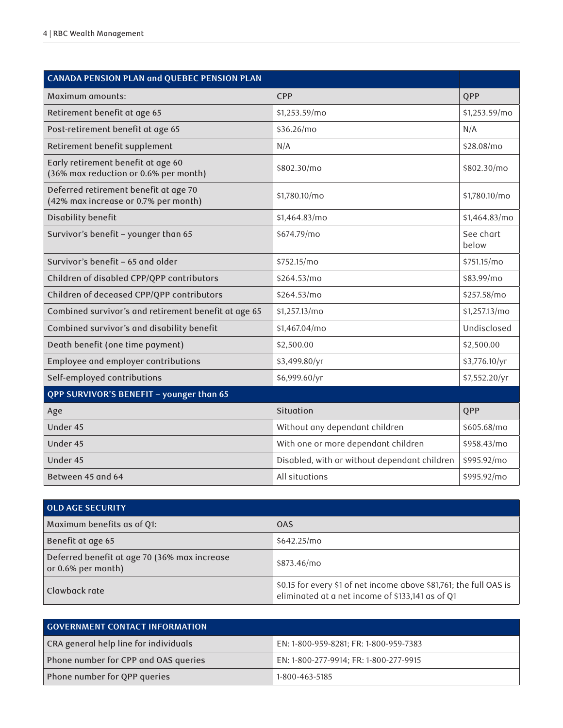| CANADA PENSION PLAN and QUEBEC PENSION PLAN | | |
|---|---|---|
| Maximum amounts: | CPP | QPP |
| Retirement benefit at age 65 | $1,253.59/mo | $1,253.59/mo |
| Post-retirement benefit at age 65 | $36.26/mo | N/A |
| Retirement benefit supplement | N/A | $28.08/mo |
| Early retirement benefit at age 60 (36% max reduction or 0.6% per month) | $802.30/mo | $802.30/mo |
| Deferred retirement benefit at age 70 (42% max increase or 0.7% per month) | $1,780.10/mo | $1,780.10/mo |
| Disability benefit | $1,464.83/mo | $1,464.83/mo |
| Survivor's benefit – younger than 65 | $674.79/mo | See chart below |
| Survivor's benefit – 65 and older | $752.15/mo | $751.15/mo |
| Children of disabled CPP/QPP contributors | $264.53/mo | $83.99/mo |
| Children of deceased CPP/QPP contributors | $264.53/mo | $257.58/mo |
| Combined survivor's and retirement benefit at age 65 | $1,257.13/mo | $1,257.13/mo |
| Combined survivor's and disability benefit | $1,467.04/mo | Undisclosed |
| Death benefit (one time payment) | $2,500.00 | $2,500.00 |
| Employee and employer contributions | $3,499.80/yr | $3,776.10/yr |
| Self-employed contributions | $6,999.60/yr | $7,552.20/yr |

| QPP SURVIVOR'S BENEFIT – younger than 65 | | |
|---|---|---|
| Age | Situation | QPP |
| Under 45 | Without any dependant children | $605.68/mo |
| Under 45 | With one or more dependant children | $958.43/mo |
| Under 45 | Disabled, with or without dependant children | $995.92/mo |
| Between 45 and 64 | All situations | $995.92/mo |

| OLD AGE SECURITY | |
|---|---|
| Maximum benefits as of Q1: | OAS |
| Benefit at age 65 | $642.25/mo |
| Deferred benefit at age 70 (36% max increase or 0.6% per month) | $873.46/mo |
| Clawback rate | $0.15 for every $1 of net income above $81,761; the full OAS is eliminated at a net income of $133,141 as of Q1 |

| GOVERNMENT CONTACT INFORMATION | |
|---|---|
| CRA general help line for individuals | EN: 1-800-959-8281; FR: 1-800-959-7383 |
| Phone number for CPP and OAS queries | EN: 1-800-277-9914; FR: 1-800-277-9915 |
| Phone number for QPP queries | 1-800-463-5185 |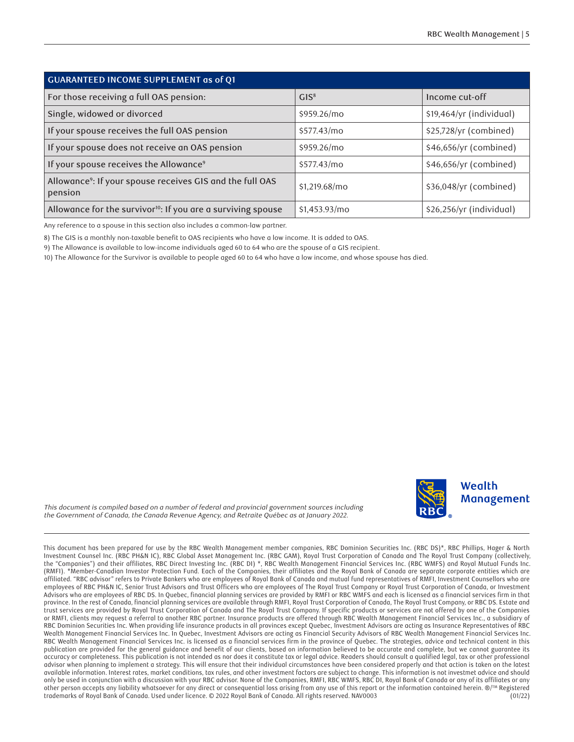| GUARANTEED INCOME SUPPLEMENT as of Q1 | | |
|---|---|---|
| For those receiving a full OAS pension: | GIS[8] | Income cut-off |
| Single, widowed or divorced | $959.26/mo | $19,464/yr (individual) |
| If your spouse receives the full OAS pension | $577.43/mo | $25,728/yr (combined) |
| If your spouse does not receive an OAS pension | $959.26/mo | $46,656/yr (combined) |
| If your spouse receives the Allowance[9] | $577.43/mo | $46,656/yr (combined) |
| Allowance[9]: If your spouse receives GIS and the full OAS pension | $1,219.68/mo | $36,048/yr (combined) |
| Allowance for the survivor[10]: If you are a surviving spouse | $1,453.93/mo | $26,256/yr (individual) |

Any reference to a spouse in this section also includes a common-law partner.

8) The GIS is a monthly non-taxable benefit to OAS recipients who have a low income. It is added to OAS.

9) The Allowance is available to low-income individuals aged 60 to 64 who are the spouse of a GIS recipient.

10) The Allowance for the Survivor is available to people aged 60 to 64 who have a low income, and whose spouse has died.

*This document is compiled based on a number of federal and provincial government sources including the Government of Canada, the Canada Revenue Agency, and Retraite Québec as at January 2022.*

Wealth Management

This document has been prepared for use by the RBC Wealth Management member companies, RBC Dominion Securities Inc. (RBC DS)*, RBC Phillips, Hager & North Investment Counsel Inc. (RBC PH&N IC), RBC Global Asset Management Inc. (RBC GAM), Royal Trust Corporation of Canada and The Royal Trust Company (collectively, the "Companies") and their affiliates, RBC Direct Investing Inc. (RBC DI) *, RBC Wealth Management Financial Services Inc. (RBC WMFS) and Royal Mutual Funds Inc. (RMFI). *Member-Canadian Investor Protection Fund. Each of the Companies, their affiliates and the Royal Bank of Canada are separate corporate entities which are affiliated. "RBC advisor" refers to Private Bankers who are employees of Royal Bank of Canada and mutual fund representatives of RMFI, Investment Counsellors who are employees of RBC PH&N IC, Senior Trust Advisors and Trust Officers who are employees of The Royal Trust Company or Royal Trust Corporation of Canada, or Investment Advisors who are employees of RBC DS. In Quebec, financial planning services are provided by RMFI or RBC WMFS and each is licensed as a financial services firm in that province. In the rest of Canada, financial planning services are available through RMFI, Royal Trust Corporation of Canada, The Royal Trust Company, or RBC DS. Estate and trust services are provided by Royal Trust Corporation of Canada and The Royal Trust Company. If specific products or services are not offered by one of the Companies or RMFI, clients may request a referral to another RBC partner. Insurance products are offered through RBC Wealth Management Financial Services Inc., a subsidiary of RBC Dominion Securities Inc. When providing life insurance products in all provinces except Quebec, Investment Advisors are acting as Insurance Representatives of RBC Wealth Management Financial Services Inc. In Quebec, Investment Advisors are acting as Financial Security Advisors of RBC Wealth Management Financial Services Inc. RBC Wealth Management Financial Services Inc. is licensed as a financial services firm in the province of Quebec. The strategies, advice and technical content in this publication are provided for the general guidance and benefit of our clients, based on information believed to be accurate and complete, but we cannot guarantee its accuracy or completeness. This publication is not intended as nor does it constitute tax or legal advice. Readers should consult a qualified legal, tax or other professional advisor when planning to implement a strategy. This will ensure that their individual circumstances have been considered properly and that action is taken on the latest available information. Interest rates, market conditions, tax rules, and other investment factors are subject to change. This information is not investmet advice and should only be used in conjunction with a discussion with your RBC advisor. None of the Companies, RMFI, RBC WMFS, RBC DI, Royal Bank of Canada or any of its affiliates or any other person accepts any liability whatsoever for any direct or consequential loss arising from any use of this report or the information contained herein. ®/™ Registered trademarks of Royal Bank of Canada. Used under licence. © 2022 Royal Bank of Canada. All rights reserved. NAV0003 (01/22)